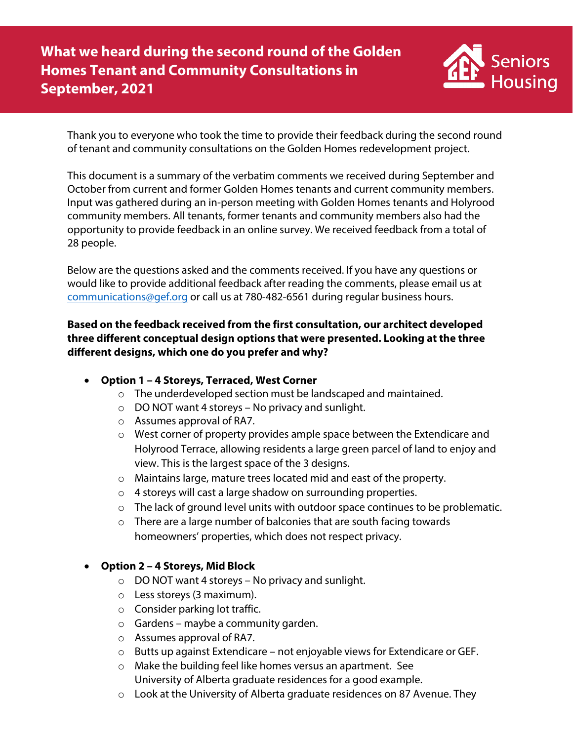# What we heard during the second round of the Golden Homes Tenant and Community Consultations in September, 2021

GEF Seniors Housing

Thank you to everyone who took the time to provide their feedback during the second round of tenant and community consultations on the Golden Homes redevelopment project.

This document is a summary of the verbatim comments we received during September and October from current and former Golden Homes tenants and current community members. Input was gathered during an in-person meeting with Golden Homes tenants and Holyrood community members. All tenants, former tenants and community members also had the opportunity to provide feedback in an online survey. We received feedback from a total of 28 people.

Below are the questions asked and the comments received. If you have any questions or would like to provide additional feedback after reading the comments, please email us at communications@gef.org or call us at 780-482-6561 during regular business hours.

**Based on the feedback received from the first consultation, our architect developed three different conceptual design options that were presented. Looking at the three different designs, which one do you prefer and why?**

- **Option 1 – 4 Storeys, Terraced, West Corner**
  - The underdeveloped section must be landscaped and maintained.
  - DO NOT want 4 storeys – No privacy and sunlight.
  - Assumes approval of RA7.
  - West corner of property provides ample space between the Extendicare and Holyrood Terrace, allowing residents a large green parcel of land to enjoy and view. This is the largest space of the 3 designs.
  - Maintains large, mature trees located mid and east of the property.
  - 4 storeys will cast a large shadow on surrounding properties.
  - The lack of ground level units with outdoor space continues to be problematic.
  - There are a large number of balconies that are south facing towards homeowners' properties, which does not respect privacy.

- **Option 2 – 4 Storeys, Mid Block**
  - DO NOT want 4 storeys – No privacy and sunlight.
  - Less storeys (3 maximum).
  - Consider parking lot traffic.
  - Gardens – maybe a community garden.
  - Assumes approval of RA7.
  - Butts up against Extendicare – not enjoyable views for Extendicare or GEF.
  - Make the building feel like homes versus an apartment. See University of Alberta graduate residences for a good example.
  - Look at the University of Alberta graduate residences on 87 Avenue. They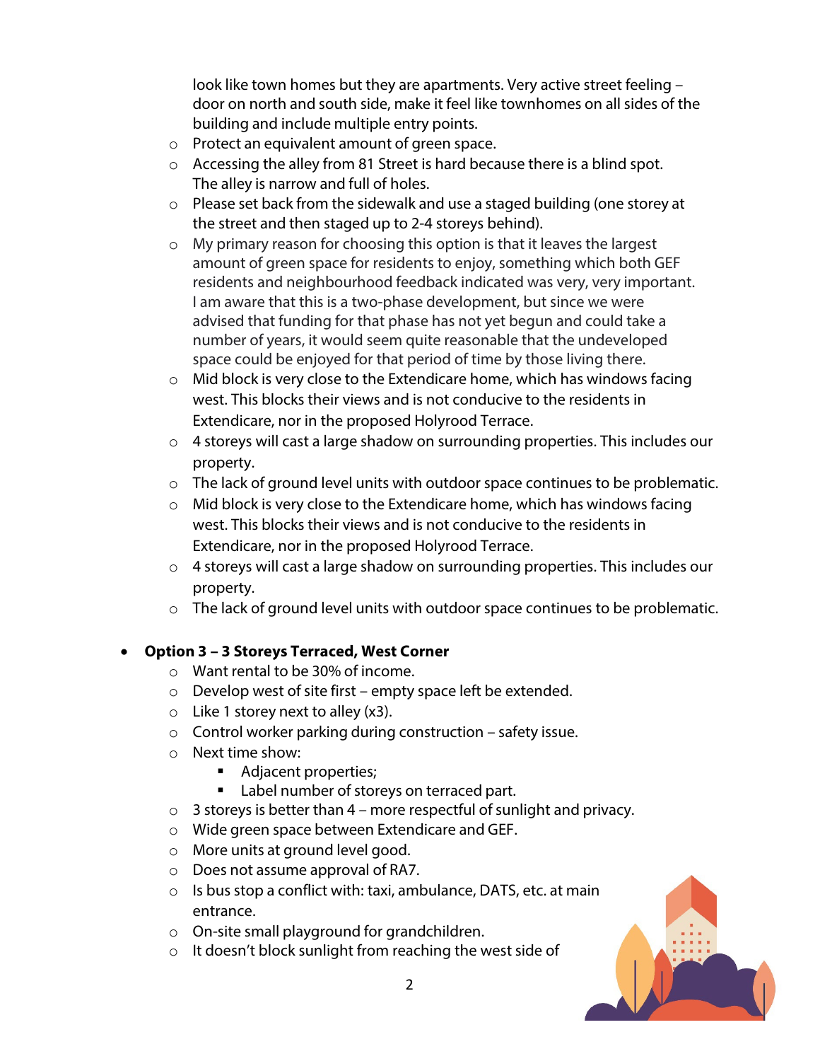look like town homes but they are apartments. Very active street feeling – door on north and south side, make it feel like townhomes on all sides of the building and include multiple entry points.

  - Protect an equivalent amount of green space.
  - Accessing the alley from 81 Street is hard because there is a blind spot. The alley is narrow and full of holes.
  - Please set back from the sidewalk and use a staged building (one storey at the street and then staged up to 2-4 storeys behind).
  - My primary reason for choosing this option is that it leaves the largest amount of green space for residents to enjoy, something which both GEF residents and neighbourhood feedback indicated was very, very important. I am aware that this is a two-phase development, but since we were advised that funding for that phase has not yet begun and could take a number of years, it would seem quite reasonable that the undeveloped space could be enjoyed for that period of time by those living there.
  - Mid block is very close to the Extendicare home, which has windows facing west. This blocks their views and is not conducive to the residents in Extendicare, nor in the proposed Holyrood Terrace.
  - 4 storeys will cast a large shadow on surrounding properties. This includes our property.
  - The lack of ground level units with outdoor space continues to be problematic.
  - Mid block is very close to the Extendicare home, which has windows facing west. This blocks their views and is not conducive to the residents in Extendicare, nor in the proposed Holyrood Terrace.
  - 4 storeys will cast a large shadow on surrounding properties. This includes our property.
  - The lack of ground level units with outdoor space continues to be problematic.

- **Option 3 – 3 Storeys Terraced, West Corner**
  - Want rental to be 30% of income.
  - Develop west of site first – empty space left be extended.
  - Like 1 storey next to alley (x3).
  - Control worker parking during construction – safety issue.
  - Next time show:
    - Adjacent properties;
    - Label number of storeys on terraced part.
  - 3 storeys is better than 4 – more respectful of sunlight and privacy.
  - Wide green space between Extendicare and GEF.
  - More units at ground level good.
  - Does not assume approval of RA7.
  - Is bus stop a conflict with: taxi, ambulance, DATS, etc. at main entrance.
  - On-site small playground for grandchildren.
  - It doesn't block sunlight from reaching the west side of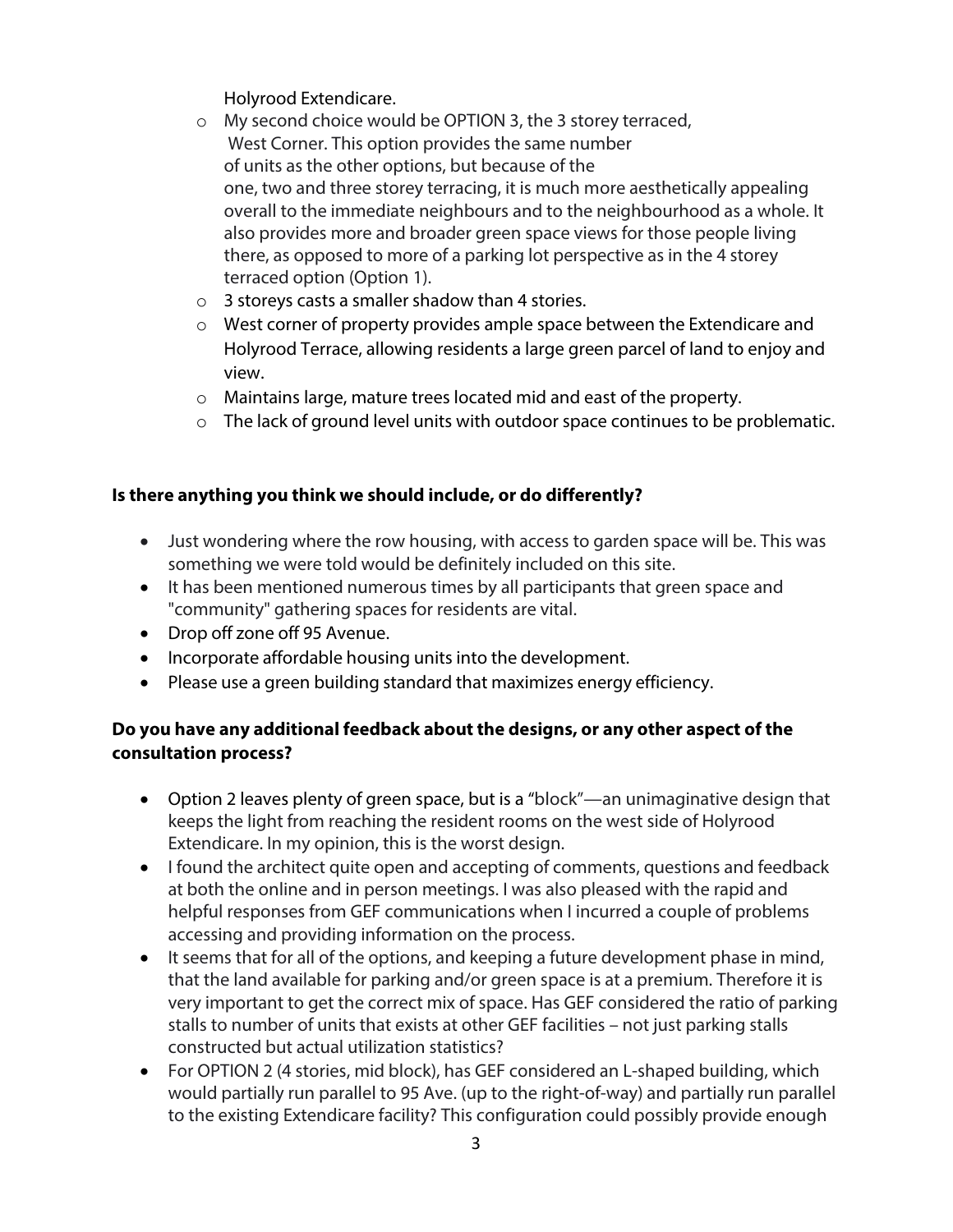Holyrood Extendicare.

- My second choice would be OPTION 3, the 3 storey terraced, West Corner. This option provides the same number of units as the other options, but because of the one, two and three storey terracing, it is much more aesthetically appealing overall to the immediate neighbours and to the neighbourhood as a whole. It also provides more and broader green space views for those people living there, as opposed to more of a parking lot perspective as in the 4 storey terraced option (Option 1).
- 3 storeys casts a smaller shadow than 4 stories.
- West corner of property provides ample space between the Extendicare and Holyrood Terrace, allowing residents a large green parcel of land to enjoy and view.
- Maintains large, mature trees located mid and east of the property.
- The lack of ground level units with outdoor space continues to be problematic.

**Is there anything you think we should include, or do differently?**

- Just wondering where the row housing, with access to garden space will be. This was something we were told would be definitely included on this site.
- It has been mentioned numerous times by all participants that green space and "community" gathering spaces for residents are vital.
- Drop off zone off 95 Avenue.
- Incorporate affordable housing units into the development.
- Please use a green building standard that maximizes energy efficiency.

**Do you have any additional feedback about the designs, or any other aspect of the consultation process?**

- Option 2 leaves plenty of green space, but is a "block"—an unimaginative design that keeps the light from reaching the resident rooms on the west side of Holyrood Extendicare. In my opinion, this is the worst design.
- I found the architect quite open and accepting of comments, questions and feedback at both the online and in person meetings. I was also pleased with the rapid and helpful responses from GEF communications when I incurred a couple of problems accessing and providing information on the process.
- It seems that for all of the options, and keeping a future development phase in mind, that the land available for parking and/or green space is at a premium. Therefore it is very important to get the correct mix of space. Has GEF considered the ratio of parking stalls to number of units that exists at other GEF facilities – not just parking stalls constructed but actual utilization statistics?
- For OPTION 2 (4 stories, mid block), has GEF considered an L-shaped building, which would partially run parallel to 95 Ave. (up to the right-of-way) and partially run parallel to the existing Extendicare facility? This configuration could possibly provide enough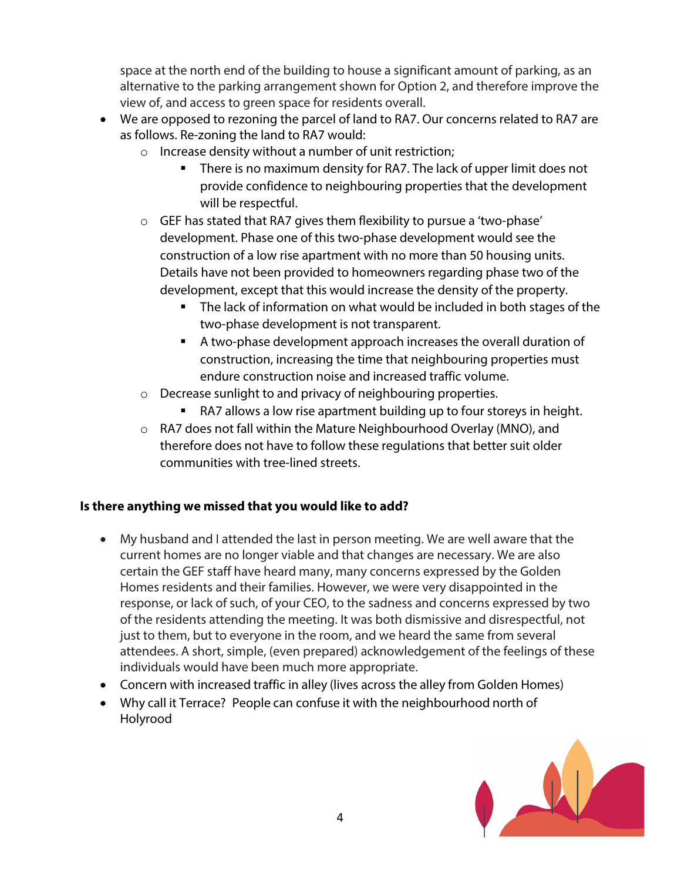space at the north end of the building to house a significant amount of parking, as an alternative to the parking arrangement shown for Option 2, and therefore improve the view of, and access to green space for residents overall.

- We are opposed to rezoning the parcel of land to RA7. Our concerns related to RA7 are as follows. Re-zoning the land to RA7 would:
  - Increase density without a number of unit restriction;
    - There is no maximum density for RA7. The lack of upper limit does not provide confidence to neighbouring properties that the development will be respectful.
  - GEF has stated that RA7 gives them flexibility to pursue a 'two-phase' development. Phase one of this two-phase development would see the construction of a low rise apartment with no more than 50 housing units. Details have not been provided to homeowners regarding phase two of the development, except that this would increase the density of the property.
    - The lack of information on what would be included in both stages of the two-phase development is not transparent.
    - A two-phase development approach increases the overall duration of construction, increasing the time that neighbouring properties must endure construction noise and increased traffic volume.
  - Decrease sunlight to and privacy of neighbouring properties.
    - RA7 allows a low rise apartment building up to four storeys in height.
  - RA7 does not fall within the Mature Neighbourhood Overlay (MNO), and therefore does not have to follow these regulations that better suit older communities with tree-lined streets.

**Is there anything we missed that you would like to add?**

- My husband and I attended the last in person meeting. We are well aware that the current homes are no longer viable and that changes are necessary. We are also certain the GEF staff have heard many, many concerns expressed by the Golden Homes residents and their families. However, we were very disappointed in the response, or lack of such, of your CEO, to the sadness and concerns expressed by two of the residents attending the meeting. It was both dismissive and disrespectful, not just to them, but to everyone in the room, and we heard the same from several attendees. A short, simple, (even prepared) acknowledgement of the feelings of these individuals would have been much more appropriate.
- Concern with increased traffic in alley (lives across the alley from Golden Homes)
- Why call it Terrace? People can confuse it with the neighbourhood north of Holyrood